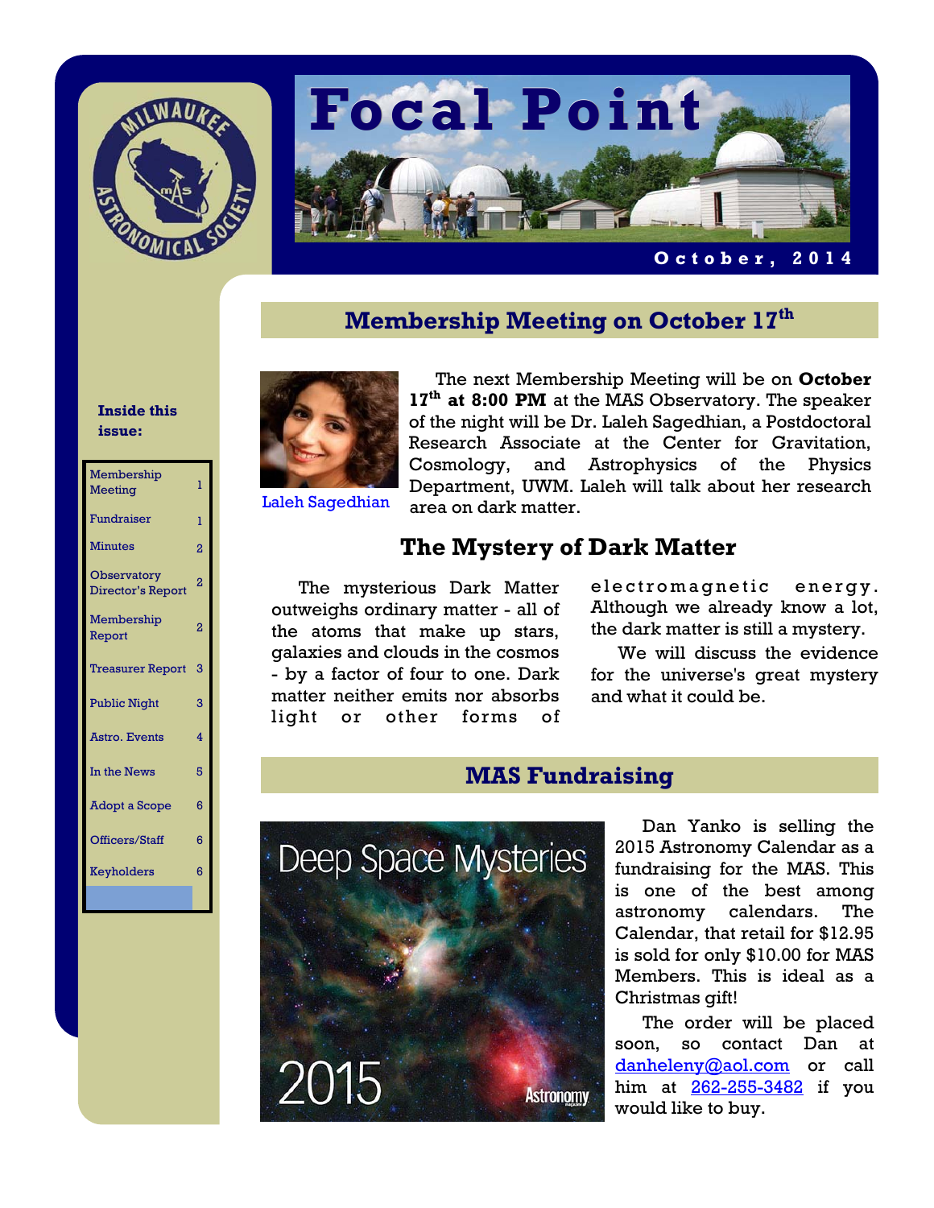# Focal Point

**October, 2014**

**Inside this issue:**

| | |
|---|---|
| Membership Meeting | 1 |
| Fundraiser | 1 |
| Minutes | 2 |
| Observatory Director's Report | 2 |
| Membership Report | 2 |
| Treasurer Report | 3 |
| Public Night | 3 |
| Astro. Events | 4 |
| In the News | 5 |
| Adopt a Scope | 6 |
| Officers/Staff | 6 |
| Keyholders | 6 |

## Membership Meeting on October 17th

Laleh Sagedhian

The next Membership Meeting will be on **October 17th at 8:00 PM** at the MAS Observatory. The speaker of the night will be Dr. Laleh Sagedhian, a Postdoctoral Research Associate at the Center for Gravitation, Cosmology, and Astrophysics of the Physics Department, UWM. Laleh will talk about her research area on dark matter.

### The Mystery of Dark Matter

The mysterious Dark Matter outweighs ordinary matter - all of the atoms that make up stars, galaxies and clouds in the cosmos - by a factor of four to one. Dark matter neither emits nor absorbs light or other forms of electromagnetic energy. Although we already know a lot, the dark matter is still a mystery.

We will discuss the evidence for the universe's great mystery and what it could be.

## MAS Fundraising

Deep Space Mysteries 2015 Astronomy

Dan Yanko is selling the 2015 Astronomy Calendar as a fundraising for the MAS. This is one of the best among astronomy calendars. The Calendar, that retail for $12.95 is sold for only $10.00 for MAS Members. This is ideal as a Christmas gift!

The order will be placed soon, so contact Dan at danheleny@aol.com or call him at 262-255-3482 if you would like to buy.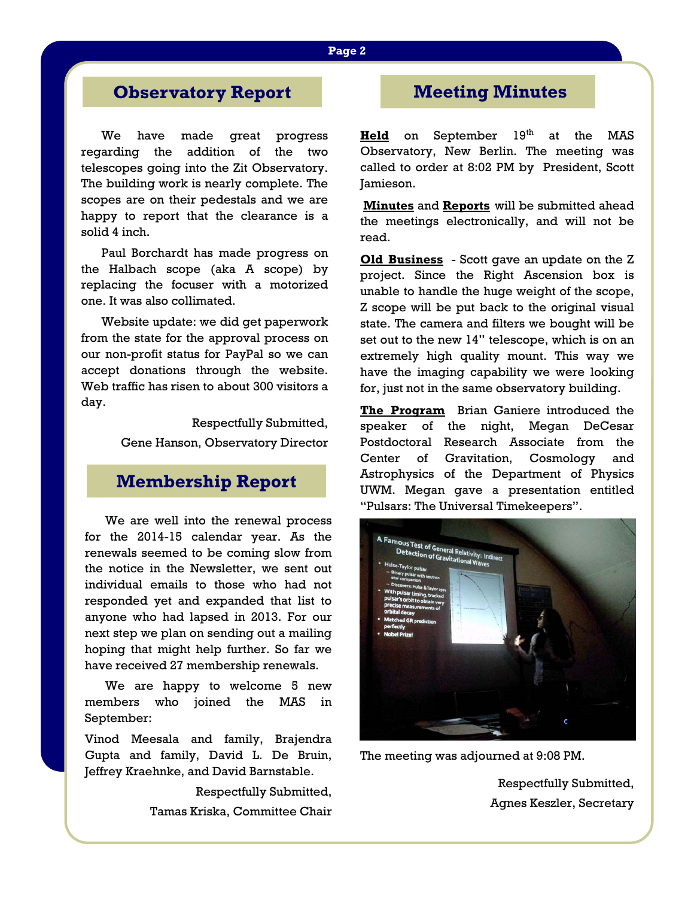## Observatory Report

We have made great progress regarding the addition of the two telescopes going into the Zit Observatory. The building work is nearly complete. The scopes are on their pedestals and we are happy to report that the clearance is a solid 4 inch.

Paul Borchardt has made progress on the Halbach scope (aka A scope) by replacing the focuser with a motorized one. It was also collimated.

Website update: we did get paperwork from the state for the approval process on our non-profit status for PayPal so we can accept donations through the website. Web traffic has risen to about 300 visitors a day.

Respectfully Submitted,

Gene Hanson, Observatory Director

## Membership Report

We are well into the renewal process for the 2014-15 calendar year. As the renewals seemed to be coming slow from the notice in the Newsletter, we sent out individual emails to those who had not responded yet and expanded that list to anyone who had lapsed in 2013. For our next step we plan on sending out a mailing hoping that might help further. So far we have received 27 membership renewals.

We are happy to welcome 5 new members who joined the MAS in September:

Vinod Meesala and family, Brajendra Gupta and family, David L. De Bruin, Jeffrey Kraehnke, and David Barnstable.

Respectfully Submitted,

Tamas Kriska, Committee Chair

## Meeting Minutes

**Held** on September 19th at the MAS Observatory, New Berlin. The meeting was called to order at 8:02 PM by President, Scott Jamieson.

**Minutes** and **Reports** will be submitted ahead the meetings electronically, and will not be read.

**Old Business** - Scott gave an update on the Z project. Since the Right Ascension box is unable to handle the huge weight of the scope, Z scope will be put back to the original visual state. The camera and filters we bought will be set out to the new 14" telescope, which is on an extremely high quality mount. This way we have the imaging capability we were looking for, just not in the same observatory building.

**The Program** Brian Ganiere introduced the speaker of the night, Megan DeCesar Postdoctoral Research Associate from the Center of Gravitation, Cosmology and Astrophysics of the Department of Physics UWM. Megan gave a presentation entitled "Pulsars: The Universal Timekeepers".

The meeting was adjourned at 9:08 PM.

Respectfully Submitted,

Agnes Keszler, Secretary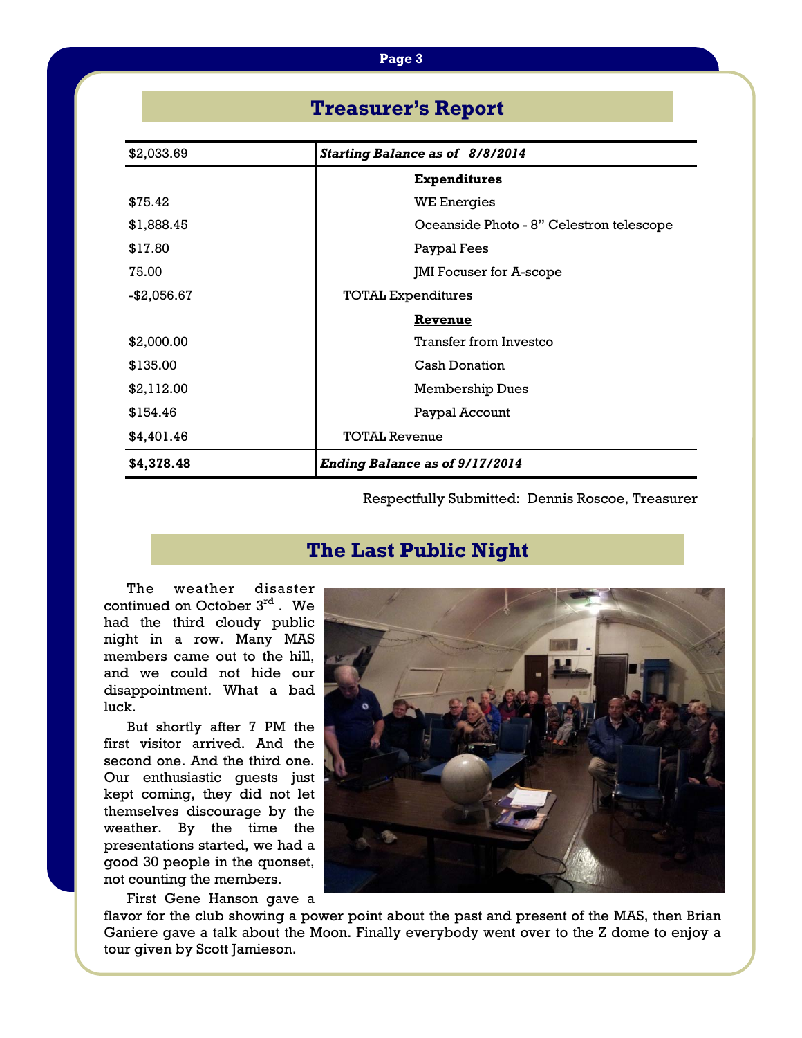## Treasurer's Report

| $2,033.69 | ***Starting Balance as of 8/8/2014*** |
|---|---|
| | **Expenditures** |
| $75.42 | WE Energies |
| $1,888.45 | Oceanside Photo - 8" Celestron telescope |
| $17.80 | Paypal Fees |
| 75.00 | JMI Focuser for A-scope |
| -$2,056.67 | TOTAL Expenditures |
| | **Revenue** |
| $2,000.00 | Transfer from Investco |
| $135.00 | Cash Donation |
| $2,112.00 | Membership Dues |
| $154.46 | Paypal Account |
| $4,401.46 | TOTAL Revenue |
| **$4,378.48** | ***Ending Balance as of 9/17/2014*** |

Respectfully Submitted: Dennis Roscoe, Treasurer

## The Last Public Night

The weather disaster continued on October 3rd. We had the third cloudy public night in a row. Many MAS members came out to the hill, and we could not hide our disappointment. What a bad luck.

But shortly after 7 PM the first visitor arrived. And the second one. And the third one. Our enthusiastic guests just kept coming, they did not let themselves discourage by the weather. By the time the presentations started, we had a good 30 people in the quonset, not counting the members.

First Gene Hanson gave a flavor for the club showing a power point about the past and present of the MAS, then Brian Ganiere gave a talk about the Moon. Finally everybody went over to the Z dome to enjoy a tour given by Scott Jamieson.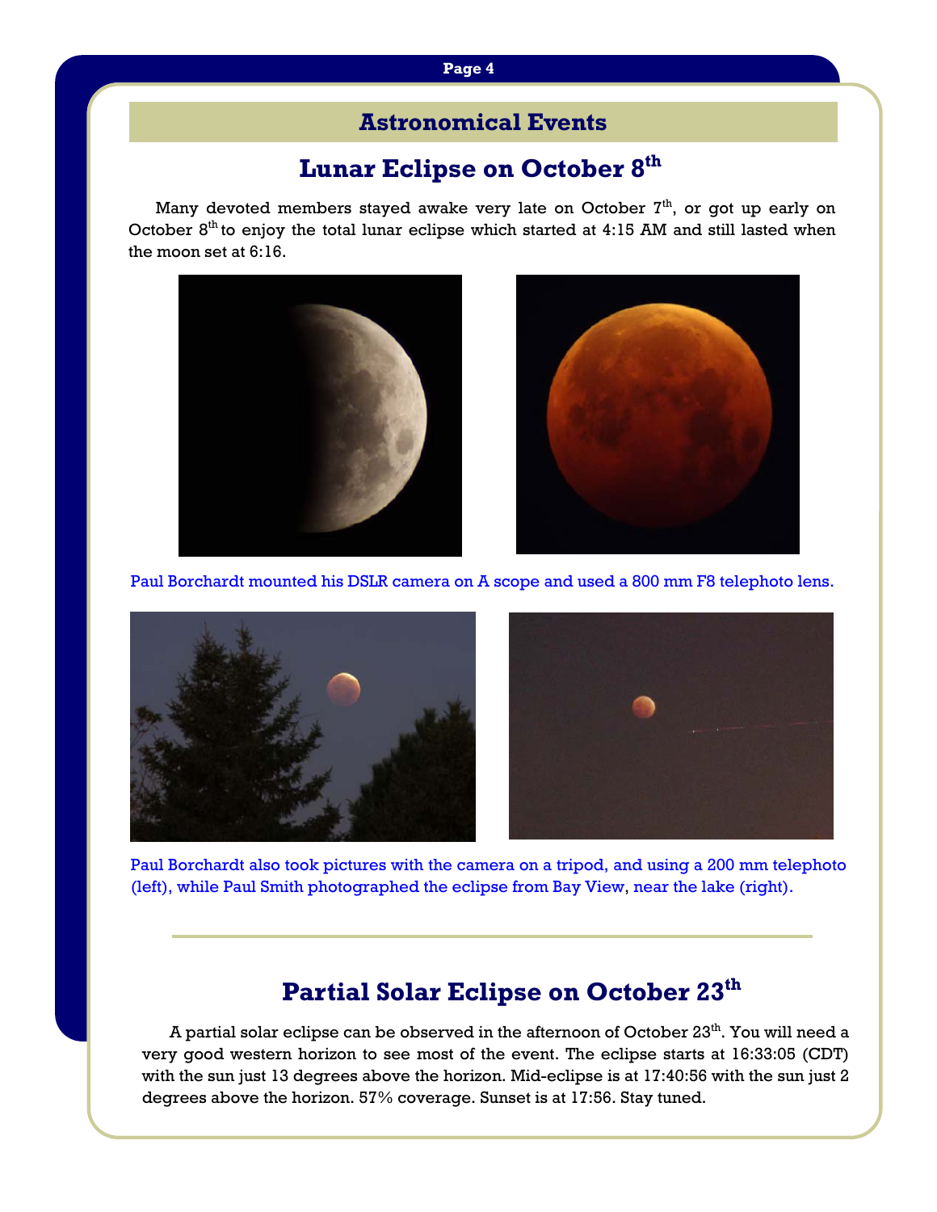## Astronomical Events

## Lunar Eclipse on October 8th

Many devoted members stayed awake very late on October 7th, or got up early on October 8th to enjoy the total lunar eclipse which started at 4:15 AM and still lasted when the moon set at 6:16.

Paul Borchardt mounted his DSLR camera on A scope and used a 800 mm F8 telephoto lens.

Paul Borchardt also took pictures with the camera on a tripod, and using a 200 mm telephoto (left), while Paul Smith photographed the eclipse from Bay View, near the lake (right).

---

## Partial Solar Eclipse on October 23th

A partial solar eclipse can be observed in the afternoon of October 23th. You will need a very good western horizon to see most of the event. The eclipse starts at 16:33:05 (CDT) with the sun just 13 degrees above the horizon. Mid-eclipse is at 17:40:56 with the sun just 2 degrees above the horizon. 57% coverage. Sunset is at 17:56. Stay tuned.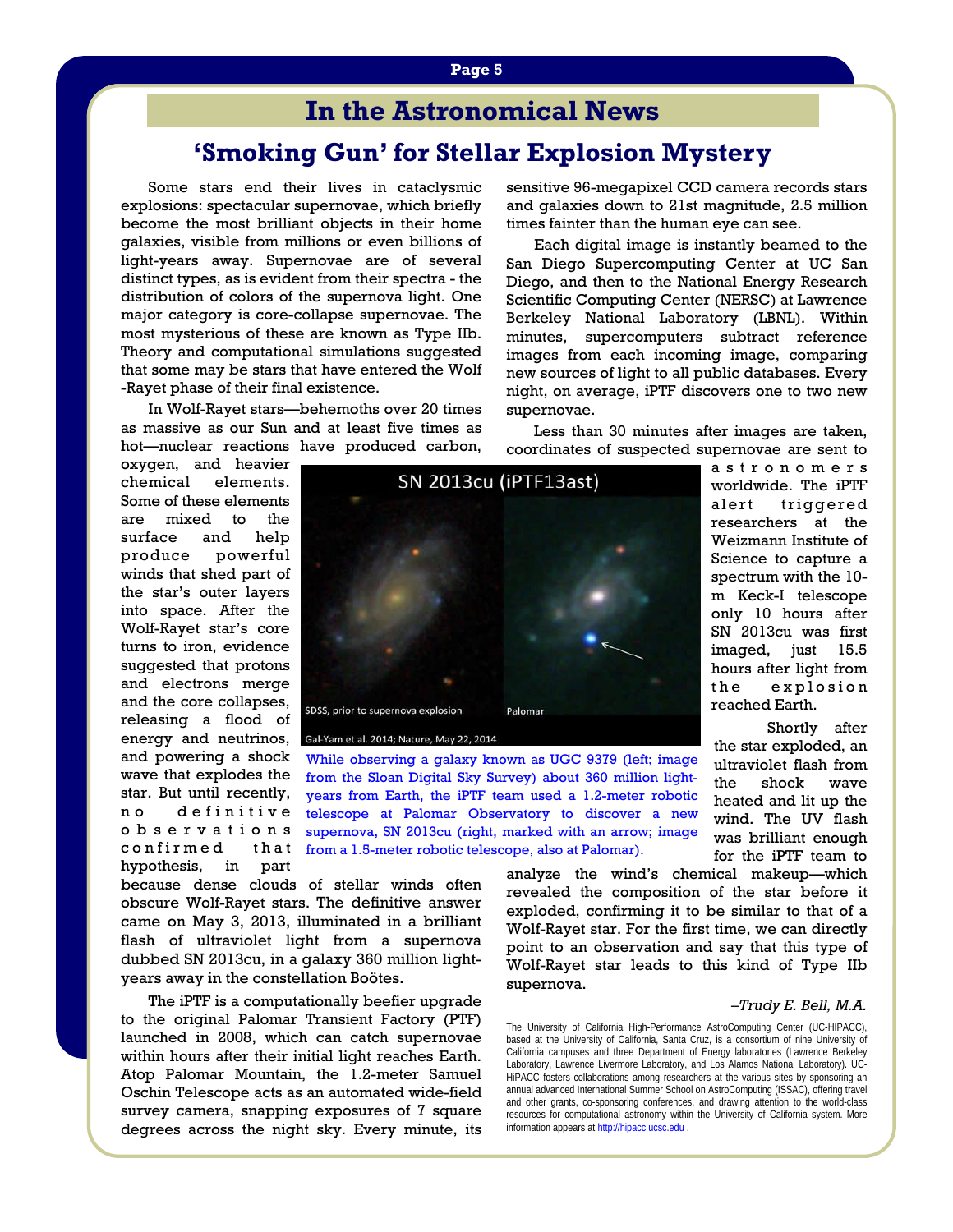# In the Astronomical News

## 'Smoking Gun' for Stellar Explosion Mystery

Some stars end their lives in cataclysmic explosions: spectacular supernovae, which briefly become the most brilliant objects in their home galaxies, visible from millions or even billions of light-years away. Supernovae are of several distinct types, as is evident from their spectra - the distribution of colors of the supernova light. One major category is core-collapse supernovae. The most mysterious of these are known as Type IIb. Theory and computational simulations suggested that some may be stars that have entered the Wolf-Rayet phase of their final existence.

In Wolf-Rayet stars—behemoths over 20 times as massive as our Sun and at least five times as hot—nuclear reactions have produced carbon, oxygen, and heavier chemical elements. Some of these elements are mixed to the surface and help produce powerful winds that shed part of the star's outer layers into space. After the Wolf-Rayet star's core turns to iron, evidence suggested that protons and electrons merge and the core collapses, releasing a flood of energy and neutrinos, and powering a shock wave that explodes the star. But until recently, no definitive observations confirmed that hypothesis, in part because dense clouds of stellar winds often obscure Wolf-Rayet stars. The definitive answer came on May 3, 2013, illuminated in a brilliant flash of ultraviolet light from a supernova dubbed SN 2013cu, in a galaxy 360 million light-years away in the constellation Boötes.

The iPTF is a computationally beefier upgrade to the original Palomar Transient Factory (PTF) launched in 2008, which can catch supernovae within hours after their initial light reaches Earth. Atop Palomar Mountain, the 1.2-meter Samuel Oschin Telescope acts as an automated wide-field survey camera, snapping exposures of 7 square degrees across the night sky. Every minute, its sensitive 96-megapixel CCD camera records stars and galaxies down to 21st magnitude, 2.5 million times fainter than the human eye can see.

Each digital image is instantly beamed to the San Diego Supercomputing Center at UC San Diego, and then to the National Energy Research Scientific Computing Center (NERSC) at Lawrence Berkeley National Laboratory (LBNL). Within minutes, supercomputers subtract reference images from each incoming image, comparing new sources of light to all public databases. Every night, on average, iPTF discovers one to two new supernovae.

Less than 30 minutes after images are taken, coordinates of suspected supernovae are sent to astronomers worldwide. The iPTF alert triggered researchers at the Weizmann Institute of Science to capture a spectrum with the 10-m Keck-I telescope only 10 hours after SN 2013cu was first imaged, just 15.5 hours after light from the explosion reached Earth.

SN 2013cu (iPTF13ast)

SDSS, prior to supernova explosion — Palomar

Gal-Yam et al. 2014; Nature, May 22, 2014

While observing a galaxy known as UGC 9379 (left; image from the Sloan Digital Sky Survey) about 360 million light-years from Earth, the iPTF team used a 1.2-meter robotic telescope at Palomar Observatory to discover a new supernova, SN 2013cu (right, marked with an arrow; image from a 1.5-meter robotic telescope, also at Palomar).

Shortly after the star exploded, an ultraviolet flash from the shock wave heated and lit up the wind. The UV flash was brilliant enough for the iPTF team to analyze the wind's chemical makeup—which revealed the composition of the star before it exploded, confirming it to be similar to that of a Wolf-Rayet star. For the first time, we can directly point to an observation and say that this type of Wolf-Rayet star leads to this kind of Type IIb supernova.

*–Trudy E. Bell, M.A.*

The University of California High-Performance AstroComputing Center (UC-HIPACC), based at the University of California, Santa Cruz, is a consortium of nine University of California campuses and three Department of Energy laboratories (Lawrence Berkeley Laboratory, Lawrence Livermore Laboratory, and Los Alamos National Laboratory). UC-HiPACC fosters collaborations among researchers at the various sites by sponsoring an annual advanced International Summer School on AstroComputing (ISSAC), offering travel and other grants, co-sponsoring conferences, and drawing attention to the world-class resources for computational astronomy within the University of California system. More information appears at http://hipacc.ucsc.edu .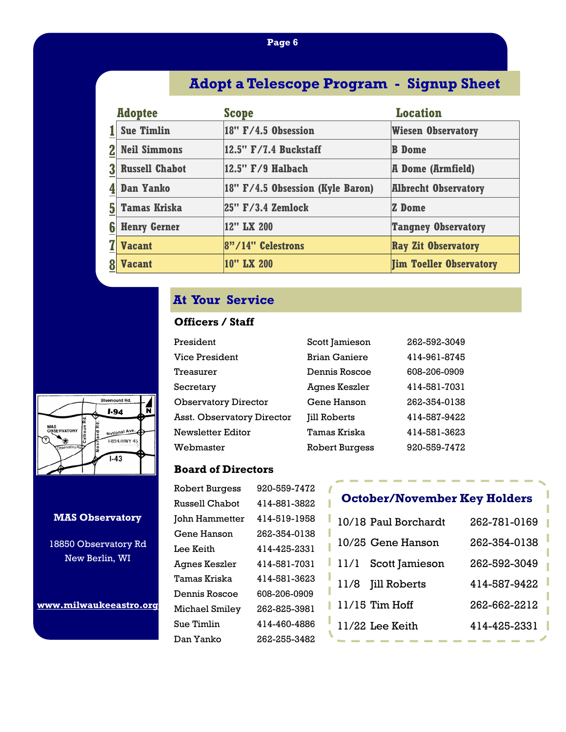## Adopt a Telescope Program - Signup Sheet

| | Adoptee | Scope | Location |
|---|---|---|---|
| 1 | Sue Timlin | 18" F/4.5 Obsession | Wiesen Observatory |
| 2 | Neil Simmons | 12.5" F/7.4 Buckstaff | B Dome |
| 3 | Russell Chabot | 12.5" F/9 Halbach | A Dome (Armfield) |
| 4 | Dan Yanko | 18" F/4.5 Obsession (Kyle Baron) | Albrecht Observatory |
| 5 | Tamas Kriska | 25" F/3.4 Zemlock | Z Dome |
| 6 | Henry Gerner | 12" LX 200 | Tangney Observatory |
| 7 | Vacant | 8"/14" Celestrons | Ray Zit Observatory |
| 8 | Vacant | 10" LX 200 | Jim Toeller Observatory |

## At Your Service

### Officers / Staff

| | | |
|---|---|---|
| President | Scott Jamieson | 262-592-3049 |
| Vice President | Brian Ganiere | 414-961-8745 |
| Treasurer | Dennis Roscoe | 608-206-0909 |
| Secretary | Agnes Keszler | 414-581-7031 |
| Observatory Director | Gene Hanson | 262-354-0138 |
| Asst. Observatory Director | Jill Roberts | 414-587-9422 |
| Newsletter Editor | Tamas Kriska | 414-581-3623 |
| Webmaster | Robert Burgess | 920-559-7472 |

### Board of Directors

| | |
|---|---|
| Robert Burgess | 920-559-7472 |
| Russell Chabot | 414-881-3822 |
| John Hammetter | 414-519-1958 |
| Gene Hanson | 262-354-0138 |
| Lee Keith | 414-425-2331 |
| Agnes Keszler | 414-581-7031 |
| Tamas Kriska | 414-581-3623 |
| Dennis Roscoe | 608-206-0909 |
| Michael Smiley | 262-825-3981 |
| Sue Timlin | 414-460-4886 |
| Dan Yanko | 262-255-3482 |

### October/November Key Holders

| | | |
|---|---|---|
| 10/18 | Paul Borchardt | 262-781-0169 |
| 10/25 | Gene Hanson | 262-354-0138 |
| 11/1 | Scott Jamieson | 262-592-3049 |
| 11/8 | Jill Roberts | 414-587-9422 |
| 11/15 | Tim Hoff | 262-662-2212 |
| 11/22 | Lee Keith | 414-425-2331 |

Bluemound Rd.
I-94
N
MAS OBSERVATORY
Calhoun Rd.
Moorland Rd.
National Ave.
I-894/HWY 45
Observatory Rd
Y
I-43

**MAS Observatory**

18850 Observatory Rd
New Berlin, WI

**www.milwaukeeastro.org**